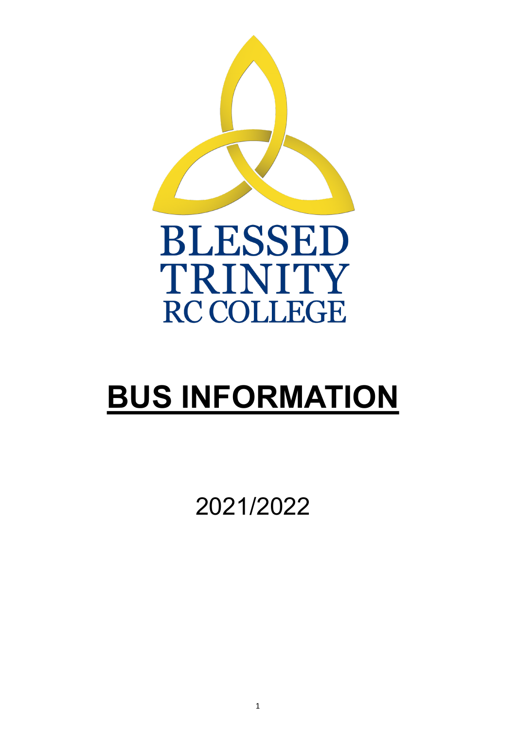BLESSED TRINITY RC COLLEGE

# BUS INFORMATION

2021/2022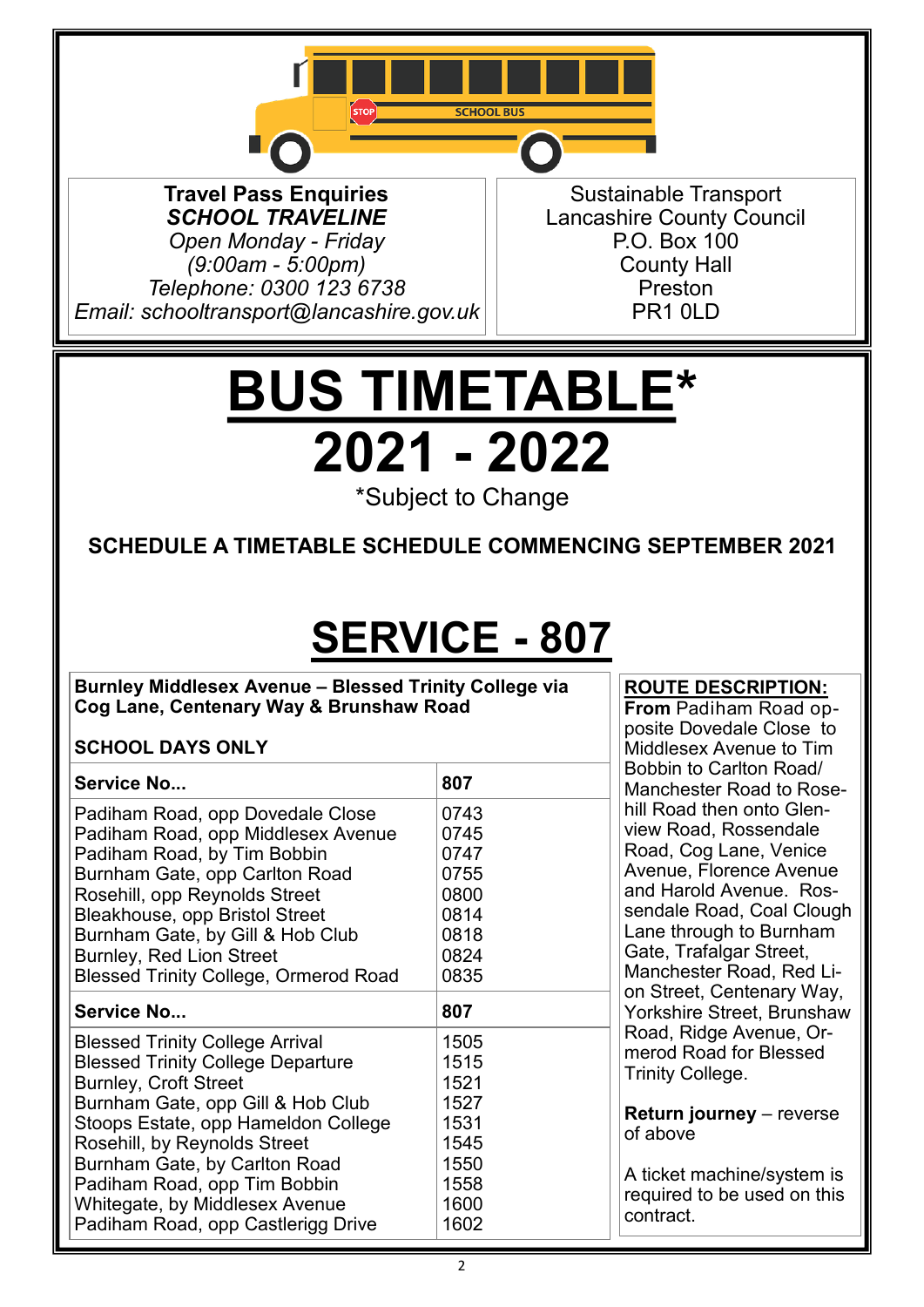**Travel Pass Enquiries**
***SCHOOL TRAVELINE***
*Open Monday - Friday*
*(9:00am - 5:00pm)*
*Telephone: 0300 123 6738*
*Email: schooltransport@lancashire.gov.uk*

Sustainable Transport
Lancashire County Council
P.O. Box 100
County Hall
Preston
PR1 0LD

# BUS TIMETABLE* 2021 - 2022

*Subject to Change

**SCHEDULE A TIMETABLE SCHEDULE COMMENCING SEPTEMBER 2021**

# SERVICE - 807

**Burnley Middlesex Avenue – Blessed Trinity College via Cog Lane, Centenary Way & Brunshaw Road**

**SCHOOL DAYS ONLY**

| **Service No...** | **807** |
|---|---|
| Padiham Road, opp Dovedale Close | 0743 |
| Padiham Road, opp Middlesex Avenue | 0745 |
| Padiham Road, by Tim Bobbin | 0747 |
| Burnham Gate, opp Carlton Road | 0755 |
| Rosehill, opp Reynolds Street | 0800 |
| Bleakhouse, opp Bristol Street | 0814 |
| Burnham Gate, by Gill & Hob Club | 0818 |
| Burnley, Red Lion Street | 0824 |
| Blessed Trinity College, Ormerod Road | 0835 |

| **Service No...** | **807** |
|---|---|
| Blessed Trinity College Arrival | 1505 |
| Blessed Trinity College Departure | 1515 |
| Burnley, Croft Street | 1521 |
| Burnham Gate, opp Gill & Hob Club | 1527 |
| Stoops Estate, opp Hameldon College | 1531 |
| Rosehill, by Reynolds Street | 1545 |
| Burnham Gate, by Carlton Road | 1550 |
| Padiham Road, opp Tim Bobbin | 1558 |
| Whitegate, by Middlesex Avenue | 1600 |
| Padiham Road, opp Castlerigg Drive | 1602 |

**ROUTE DESCRIPTION:**

**From** Padiham Road opposite Dovedale Close to Middlesex Avenue to Tim Bobbin to Carlton Road/ Manchester Road to Rosehill Road then onto Glenview Road, Rossendale Road, Cog Lane, Venice Avenue, Florence Avenue and Harold Avenue. Rossendale Road, Coal Clough Lane through to Burnham Gate, Trafalgar Street, Manchester Road, Red Lion Street, Centenary Way, Yorkshire Street, Brunshaw Road, Ridge Avenue, Ormerod Road for Blessed Trinity College.

**Return journey** – reverse of above

A ticket machine/system is required to be used on this contract.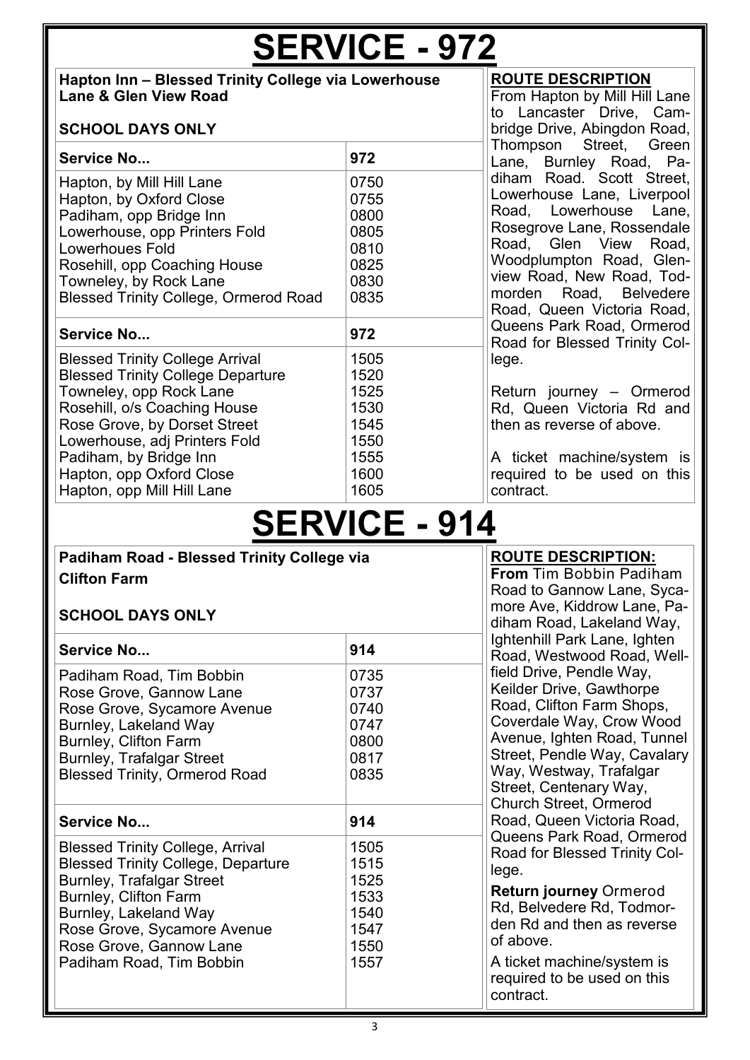# SERVICE - 972

**Hapton Inn – Blessed Trinity College via Lowerhouse Lane & Glen View Road**

**SCHOOL DAYS ONLY**

| Service No... | 972 |
|---|---|
| Hapton, by Mill Hill Lane | 0750 |
| Hapton, by Oxford Close | 0755 |
| Padiham, opp Bridge Inn | 0800 |
| Lowerhouse, opp Printers Fold | 0805 |
| Lowerhoues Fold | 0810 |
| Rosehill, opp Coaching House | 0825 |
| Towneley, by Rock Lane | 0830 |
| Blessed Trinity College, Ormerod Road | 0835 |

| Service No... | 972 |
|---|---|
| Blessed Trinity College Arrival | 1505 |
| Blessed Trinity College Departure | 1520 |
| Towneley, opp Rock Lane | 1525 |
| Rosehill, o/s Coaching House | 1530 |
| Rose Grove, by Dorset Street | 1545 |
| Lowerhouse, adj Printers Fold | 1550 |
| Padiham, by Bridge Inn | 1555 |
| Hapton, opp Oxford Close | 1600 |
| Hapton, opp Mill Hill Lane | 1605 |

**ROUTE DESCRIPTION**

From Hapton by Mill Hill Lane to Lancaster Drive, Cambridge Drive, Abingdon Road, Thompson Street, Green Lane, Burnley Road, Padiham Road. Scott Street, Lowerhouse Lane, Liverpool Road, Lowerhouse Lane, Rosegrove Lane, Rossendale Road, Glen View Road, Woodplumpton Road, Glenview Road, New Road, Todmorden Road, Belvedere Road, Queen Victoria Road, Queens Park Road, Ormerod Road for Blessed Trinity College.

Return journey – Ormerod Rd, Queen Victoria Rd and then as reverse of above.

A ticket machine/system is required to be used on this contract.

# SERVICE - 914

**Padiham Road - Blessed Trinity College via Clifton Farm**

**SCHOOL DAYS ONLY**

| Service No... | 914 |
|---|---|
| Padiham Road, Tim Bobbin | 0735 |
| Rose Grove, Gannow Lane | 0737 |
| Rose Grove, Sycamore Avenue | 0740 |
| Burnley, Lakeland Way | 0747 |
| Burnley, Clifton Farm | 0800 |
| Burnley, Trafalgar Street | 0817 |
| Blessed Trinity, Ormerod Road | 0835 |

| Service No... | 914 |
|---|---|
| Blessed Trinity College, Arrival | 1505 |
| Blessed Trinity College, Departure | 1515 |
| Burnley, Trafalgar Street | 1525 |
| Burnley, Clifton Farm | 1533 |
| Burnley, Lakeland Way | 1540 |
| Rose Grove, Sycamore Avenue | 1547 |
| Rose Grove, Gannow Lane | 1550 |
| Padiham Road, Tim Bobbin | 1557 |

**ROUTE DESCRIPTION:**

**From** Tim Bobbin Padiham Road to Gannow Lane, Sycamore Ave, Kiddrow Lane, Padiham Road, Lakeland Way, Ightenhill Park Lane, Ighten Road, Westwood Road, Wellfield Drive, Pendle Way, Keilder Drive, Gawthorpe Road, Clifton Farm Shops, Coverdale Way, Crow Wood Avenue, Ighten Road, Tunnel Street, Pendle Way, Cavalary Way, Westway, Trafalgar Street, Centenary Way, Church Street, Ormerod Road, Queen Victoria Road, Queens Park Road, Ormerod Road for Blessed Trinity College.

**Return journey** Ormerod Rd, Belvedere Rd, Todmorden Rd and then as reverse of above.

A ticket machine/system is required to be used on this contract.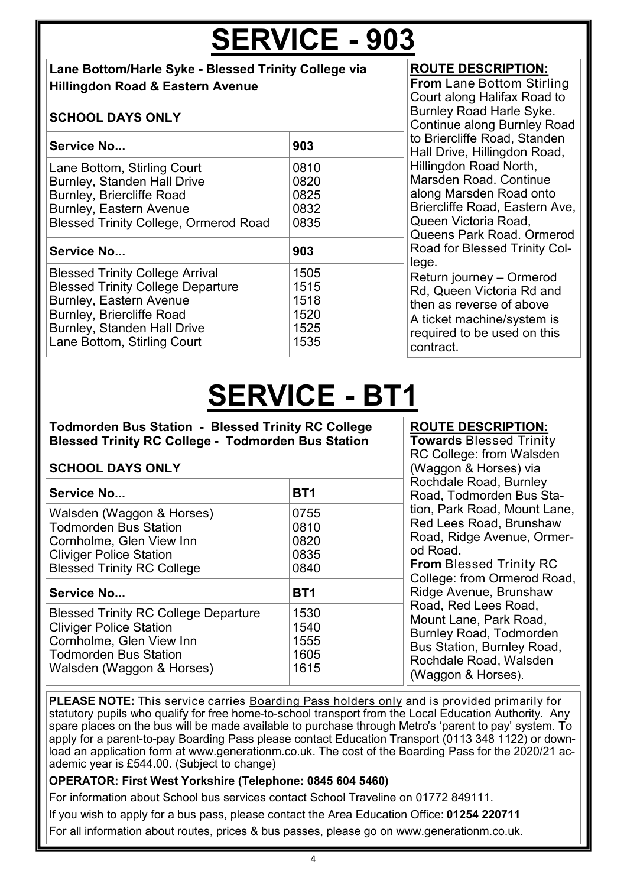# SERVICE - 903

**Lane Bottom/Harle Syke - Blessed Trinity College via Hillingdon Road & Eastern Avenue**

**SCHOOL DAYS ONLY**

| Service No... | 903 |
|---|---|
| Lane Bottom, Stirling Court | 0810 |
| Burnley, Standen Hall Drive | 0820 |
| Burnley, Briercliffe Road | 0825 |
| Burnley, Eastern Avenue | 0832 |
| Blessed Trinity College, Ormerod Road | 0835 |

| Service No... | 903 |
|---|---|
| Blessed Trinity College Arrival | 1505 |
| Blessed Trinity College Departure | 1515 |
| Burnley, Eastern Avenue | 1518 |
| Burnley, Briercliffe Road | 1520 |
| Burnley, Standen Hall Drive | 1525 |
| Lane Bottom, Stirling Court | 1535 |

**ROUTE DESCRIPTION:**
**From** Lane Bottom Stirling Court along Halifax Road to Burnley Road Harle Syke. Continue along Burnley Road to Briercliffe Road, Standen Hall Drive, Hillingdon Road, Hillingdon Road North, Marsden Road. Continue along Marsden Road onto Briercliffe Road, Eastern Ave, Queen Victoria Road, Queens Park Road. Ormerod Road for Blessed Trinity College.
Return journey – Ormerod Rd, Queen Victoria Rd and then as reverse of above
A ticket machine/system is required to be used on this contract.

# SERVICE - BT1

**Todmorden Bus Station - Blessed Trinity RC College**
**Blessed Trinity RC College - Todmorden Bus Station**

**SCHOOL DAYS ONLY**

| Service No... | BT1 |
|---|---|
| Walsden (Waggon & Horses) | 0755 |
| Todmorden Bus Station | 0810 |
| Cornholme, Glen View Inn | 0820 |
| Cliviger Police Station | 0835 |
| Blessed Trinity RC College | 0840 |

| Service No... | BT1 |
|---|---|
| Blessed Trinity RC College Departure | 1530 |
| Cliviger Police Station | 1540 |
| Cornholme, Glen View Inn | 1555 |
| Todmorden Bus Station | 1605 |
| Walsden (Waggon & Horses) | 1615 |

**ROUTE DESCRIPTION:**
**Towards** Blessed Trinity RC College: from Walsden (Waggon & Horses) via Rochdale Road, Burnley Road, Todmorden Bus Station, Park Road, Mount Lane, Red Lees Road, Brunshaw Road, Ridge Avenue, Ormerod Road.
**From** Blessed Trinity RC College: from Ormerod Road, Ridge Avenue, Brunshaw Road, Red Lees Road, Mount Lane, Park Road, Burnley Road, Todmorden Bus Station, Burnley Road, Rochdale Road, Walsden (Waggon & Horses).

**PLEASE NOTE:** This service carries Boarding Pass holders only and is provided primarily for statutory pupils who qualify for free home-to-school transport from the Local Education Authority. Any spare places on the bus will be made available to purchase through Metro's 'parent to pay' system. To apply for a parent-to-pay Boarding Pass please contact Education Transport (0113 348 1122) or download an application form at www.generationm.co.uk. The cost of the Boarding Pass for the 2020/21 academic year is £544.00. (Subject to change)

**OPERATOR: First West Yorkshire (Telephone: 0845 604 5460)**

For information about School bus services contact School Traveline on 01772 849111.

If you wish to apply for a bus pass, please contact the Area Education Office: **01254 220711**

For all information about routes, prices & bus passes, please go on www.generationm.co.uk.